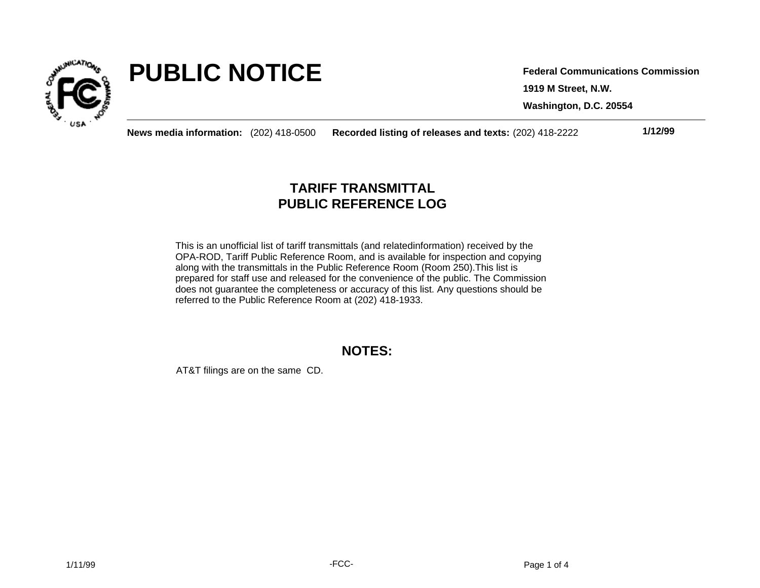# PUBLIC NOTICE

**Federal Communications Commission**

**1919 M Street, N.W.**

**Washington, D.C. 20554**

**News media information:** (202) 418-0500 **Recorded listing of releases and texts:** (202) 418-2222

**1/12/99**

## TARIFF TRANSMITTAL
## PUBLIC REFERENCE LOG

This is an unofficial list of tariff transmittals (and relatedinformation) received by the OPA-ROD, Tariff Public Reference Room, and is available for inspection and copying along with the transmittals in the Public Reference Room (Room 250).This list is prepared for staff use and released for the convenience of the public. The Commission does not guarantee the completeness or accuracy of this list. Any questions should be referred to the Public Reference Room at (202) 418-1933.

## NOTES:

AT&T filings are on the same CD.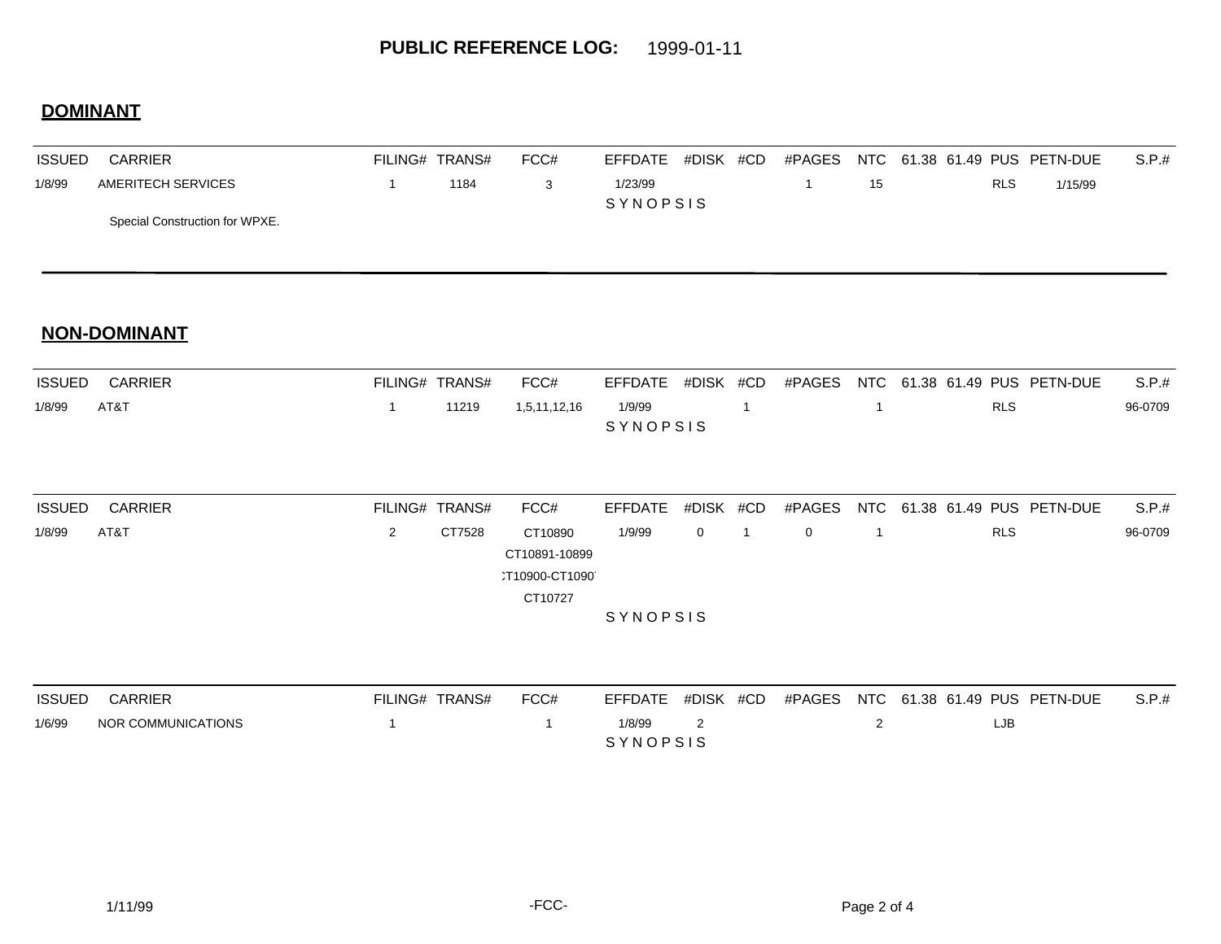**PUBLIC REFERENCE LOG:** 1999-01-11

## DOMINANT

| ISSUED | CARRIER | FILING# | TRANS# | FCC# | EFFDATE | #DISK | #CD | #PAGES | NTC | 61.38 | 61.49 | PUS | PETN-DUE | S.P.# |
|---|---|---|---|---|---|---|---|---|---|---|---|---|---|---|
| 1/8/99 | AMERITECH SERVICES | 1 | 1184 | 3 | 1/23/99 | | | 1 | 15 | | | RLS | 1/15/99 | |

SYNOPSIS

Special Construction for WPXE.

## NON-DOMINANT

| ISSUED | CARRIER | FILING# | TRANS# | FCC# | EFFDATE | #DISK | #CD | #PAGES | NTC | 61.38 | 61.49 | PUS | PETN-DUE | S.P.# |
|---|---|---|---|---|---|---|---|---|---|---|---|---|---|---|
| 1/8/99 | AT&T | 1 | 11219 | 1,5,11,12,16 | 1/9/99 | | 1 | | 1 | | | RLS | | 96-0709 |

SYNOPSIS

| ISSUED | CARRIER | FILING# | TRANS# | FCC# | EFFDATE | #DISK | #CD | #PAGES | NTC | 61.38 | 61.49 | PUS | PETN-DUE | S.P.# |
|---|---|---|---|---|---|---|---|---|---|---|---|---|---|---|
| 1/8/99 | AT&T | 2 | CT7528 | CT10890<br>CT10891-10899<br>CT10900-CT10901<br>CT10727 | 1/9/99 | 0 | 1 | 0 | 1 | | | RLS | | 96-0709 |

SYNOPSIS

| ISSUED | CARRIER | FILING# | TRANS# | FCC# | EFFDATE | #DISK | #CD | #PAGES | NTC | 61.38 | 61.49 | PUS | PETN-DUE | S.P.# |
|---|---|---|---|---|---|---|---|---|---|---|---|---|---|---|
| 1/6/99 | NOR COMMUNICATIONS | 1 | | 1 | 1/8/99 | 2 | | | 2 | | | LJB | | |

SYNOPSIS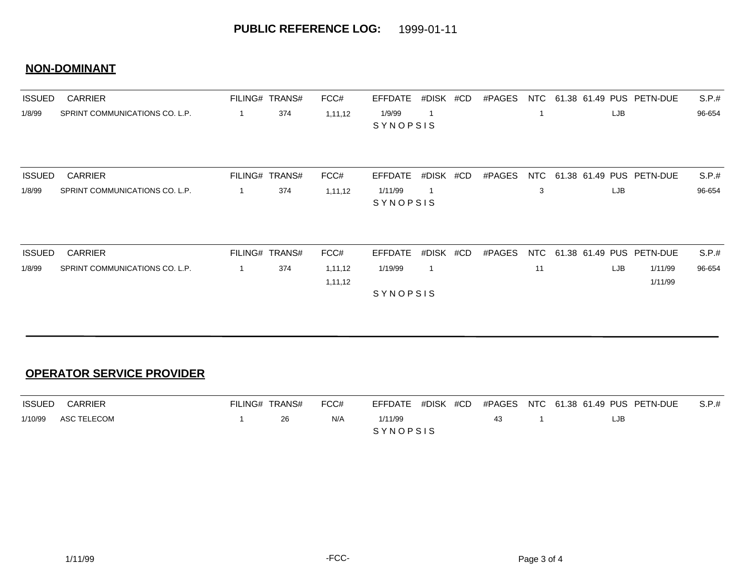**PUBLIC REFERENCE LOG:** 1999-01-11

## NON-DOMINANT

| ISSUED | CARRIER | FILING# | TRANS# | FCC# | EFFDATE | #DISK | #CD | #PAGES | NTC | 61.38 | 61.49 | PUS | PETN-DUE | S.P.# |
|---|---|---|---|---|---|---|---|---|---|---|---|---|---|---|
| 1/8/99 | SPRINT COMMUNICATIONS CO. L.P. | 1 | 374 | 1,11,12 | 1/9/99 | 1 | | | 1 | | | LJB | | 96-654 |

SYNOPSIS

| ISSUED | CARRIER | FILING# | TRANS# | FCC# | EFFDATE | #DISK | #CD | #PAGES | NTC | 61.38 | 61.49 | PUS | PETN-DUE | S.P.# |
|---|---|---|---|---|---|---|---|---|---|---|---|---|---|---|
| 1/8/99 | SPRINT COMMUNICATIONS CO. L.P. | 1 | 374 | 1,11,12 | 1/11/99 | 1 | | | 3 | | | LJB | | 96-654 |

SYNOPSIS

| ISSUED | CARRIER | FILING# | TRANS# | FCC# | EFFDATE | #DISK | #CD | #PAGES | NTC | 61.38 | 61.49 | PUS | PETN-DUE | S.P.# |
|---|---|---|---|---|---|---|---|---|---|---|---|---|---|---|
| 1/8/99 | SPRINT COMMUNICATIONS CO. L.P. | 1 | 374 | 1,11,12 | 1/19/99 | 1 | | | 11 | | | LJB | 1/11/99 | 96-654 |
| | | | | 1,11,12 | | | | | | | | | 1/11/99 | |

SYNOPSIS

## OPERATOR SERVICE PROVIDER

| ISSUED | CARRIER | FILING# | TRANS# | FCC# | EFFDATE | #DISK | #CD | #PAGES | NTC | 61.38 | 61.49 | PUS | PETN-DUE | S.P.# |
|---|---|---|---|---|---|---|---|---|---|---|---|---|---|---|
| 1/10/99 | ASC TELECOM | 1 | 26 | N/A | 1/11/99 | | | 43 | 1 | | | LJB | | |

SYNOPSIS

1/11/99 -FCC-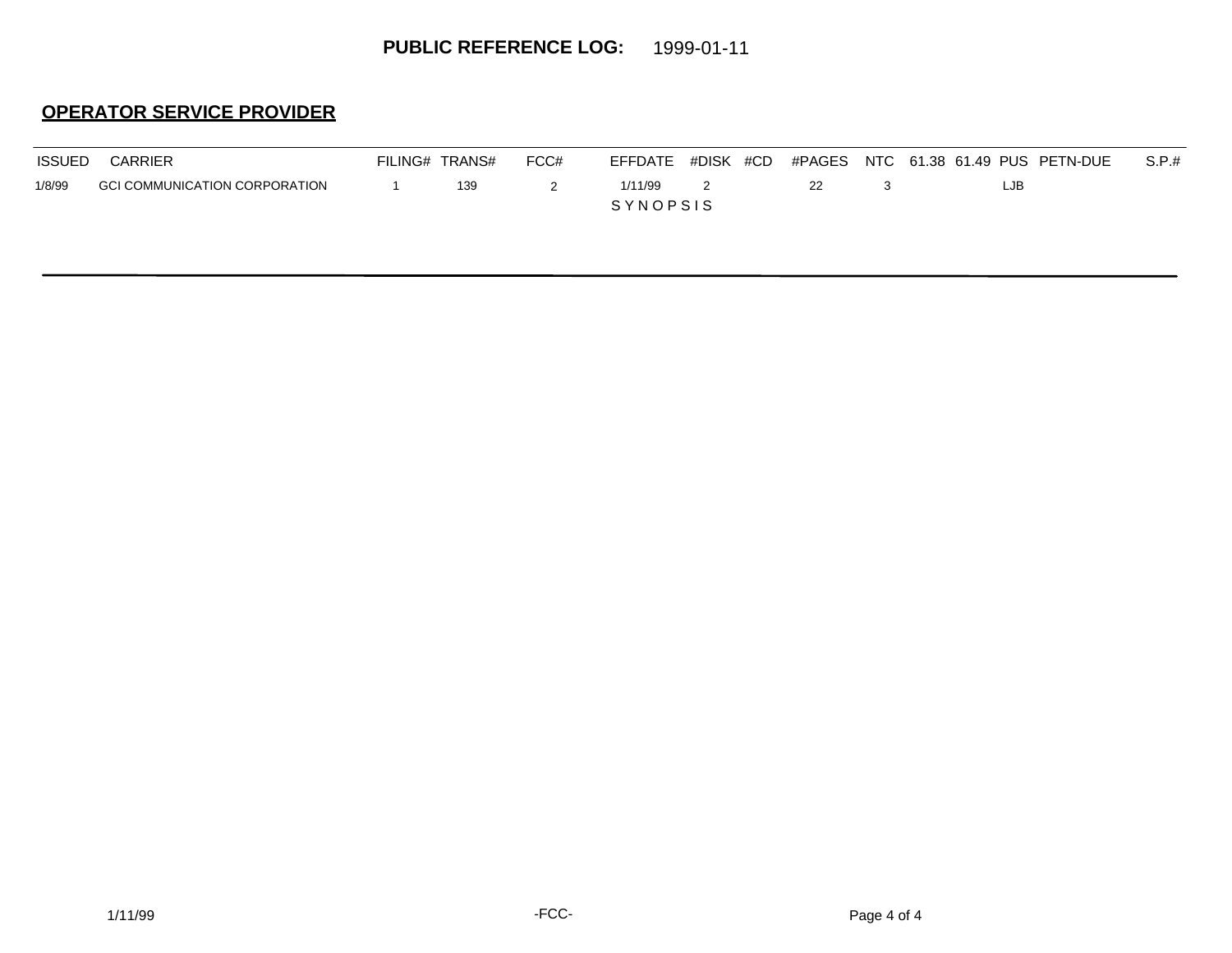**PUBLIC REFERENCE LOG:** 1999-01-11

## OPERATOR SERVICE PROVIDER

| ISSUED | CARRIER | FILING# | TRANS# | FCC# | EFFDATE | #DISK | #CD | #PAGES | NTC | 61.38 | 61.49 | PUS | PETN-DUE | S.P.# |
|---|---|---|---|---|---|---|---|---|---|---|---|---|---|---|
| 1/8/99 | GCI COMMUNICATION CORPORATION | 1 | 139 | 2 | 1/11/99 | 2 | | 22 | 3 | | | LJB | | |

SYNOPSIS